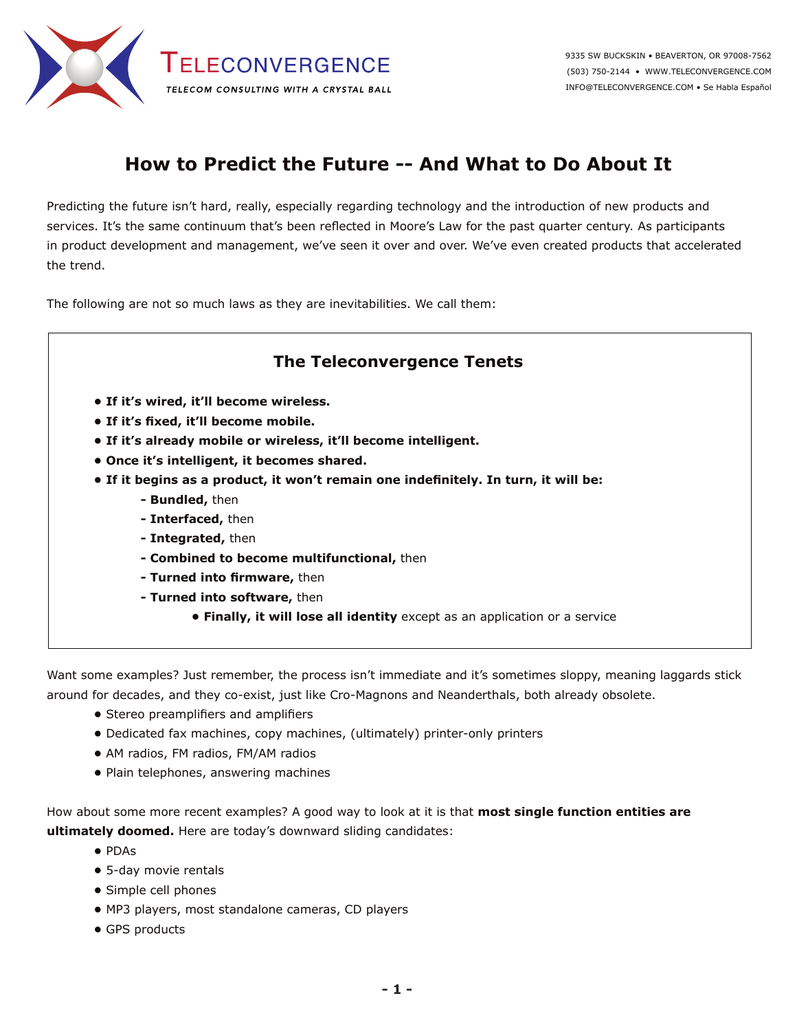TELECONVERGENCE

*TELECOM CONSULTING WITH A CRYSTAL BALL*

9335 SW BUCKSKIN • BEAVERTON, OR 97008-7562
(503) 750-2144 • WWW.TELECONVERGENCE.COM
INFO@TELECONVERGENCE.COM • Se Habla Español

# How to Predict the Future -- And What to Do About It

Predicting the future isn't hard, really, especially regarding technology and the introduction of new products and services. It's the same continuum that's been reflected in Moore's Law for the past quarter century. As participants in product development and management, we've seen it over and over. We've even created products that accelerated the trend.

The following are not so much laws as they are inevitabilities. We call them:

## The Teleconvergence Tenets

- **If it's wired, it'll become wireless.**
- **If it's fixed, it'll become mobile.**
- **If it's already mobile or wireless, it'll become intelligent.**
- **Once it's intelligent, it becomes shared.**
- **If it begins as a product, it won't remain one indefinitely. In turn, it will be:**
  - **Bundled,** then
  - **Interfaced,** then
  - **Integrated,** then
  - **Combined to become multifunctional,** then
  - **Turned into firmware,** then
  - **Turned into software,** then
    - **Finally, it will lose all identity** except as an application or a service

Want some examples? Just remember, the process isn't immediate and it's sometimes sloppy, meaning laggards stick around for decades, and they co-exist, just like Cro-Magnons and Neanderthals, both already obsolete.

- Stereo preamplifiers and amplifiers
- Dedicated fax machines, copy machines, (ultimately) printer-only printers
- AM radios, FM radios, FM/AM radios
- Plain telephones, answering machines

How about some more recent examples? A good way to look at it is that **most single function entities are ultimately doomed.** Here are today's downward sliding candidates:

- PDAs
- 5-day movie rentals
- Simple cell phones
- MP3 players, most standalone cameras, CD players
- GPS products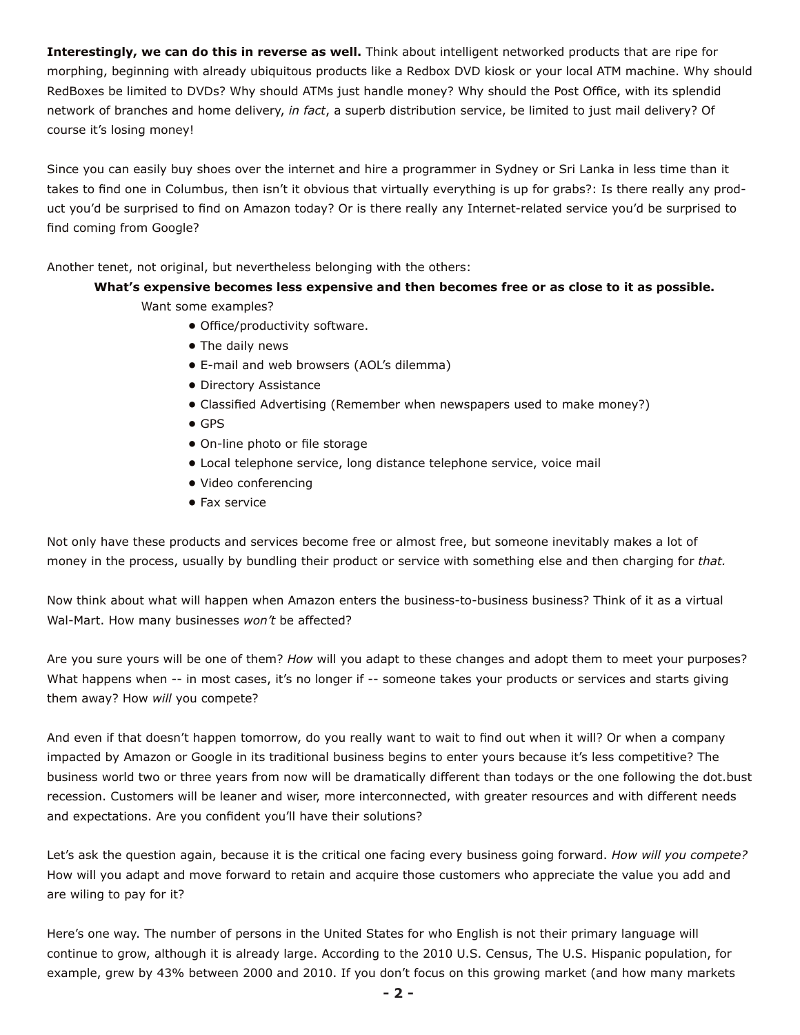**Interestingly, we can do this in reverse as well.** Think about intelligent networked products that are ripe for morphing, beginning with already ubiquitous products like a Redbox DVD kiosk or your local ATM machine. Why should RedBoxes be limited to DVDs? Why should ATMs just handle money? Why should the Post Office, with its splendid network of branches and home delivery, *in fact*, a superb distribution service, be limited to just mail delivery? Of course it's losing money!

Since you can easily buy shoes over the internet and hire a programmer in Sydney or Sri Lanka in less time than it takes to find one in Columbus, then isn't it obvious that virtually everything is up for grabs?: Is there really any product you'd be surprised to find on Amazon today? Or is there really any Internet-related service you'd be surprised to find coming from Google?

Another tenet, not original, but nevertheless belonging with the others:

**What's expensive becomes less expensive and then becomes free or as close to it as possible.**

Want some examples?

- Office/productivity software.
- The daily news
- E-mail and web browsers (AOL's dilemma)
- Directory Assistance
- Classified Advertising (Remember when newspapers used to make money?)
- GPS
- On-line photo or file storage
- Local telephone service, long distance telephone service, voice mail
- Video conferencing
- Fax service

Not only have these products and services become free or almost free, but someone inevitably makes a lot of money in the process, usually by bundling their product or service with something else and then charging for *that.*

Now think about what will happen when Amazon enters the business-to-business business? Think of it as a virtual Wal-Mart. How many businesses *won't* be affected?

Are you sure yours will be one of them? *How* will you adapt to these changes and adopt them to meet your purposes? What happens when -- in most cases, it's no longer if -- someone takes your products or services and starts giving them away? How *will* you compete?

And even if that doesn't happen tomorrow, do you really want to wait to find out when it will? Or when a company impacted by Amazon or Google in its traditional business begins to enter yours because it's less competitive? The business world two or three years from now will be dramatically different than todays or the one following the dot.bust recession. Customers will be leaner and wiser, more interconnected, with greater resources and with different needs and expectations. Are you confident you'll have their solutions?

Let's ask the question again, because it is the critical one facing every business going forward. *How will you compete?* How will you adapt and move forward to retain and acquire those customers who appreciate the value you add and are wiling to pay for it?

Here's one way. The number of persons in the United States for who English is not their primary language will continue to grow, although it is already large. According to the 2010 U.S. Census, The U.S. Hispanic population, for example, grew by 43% between 2000 and 2010. If you don't focus on this growing market (and how many markets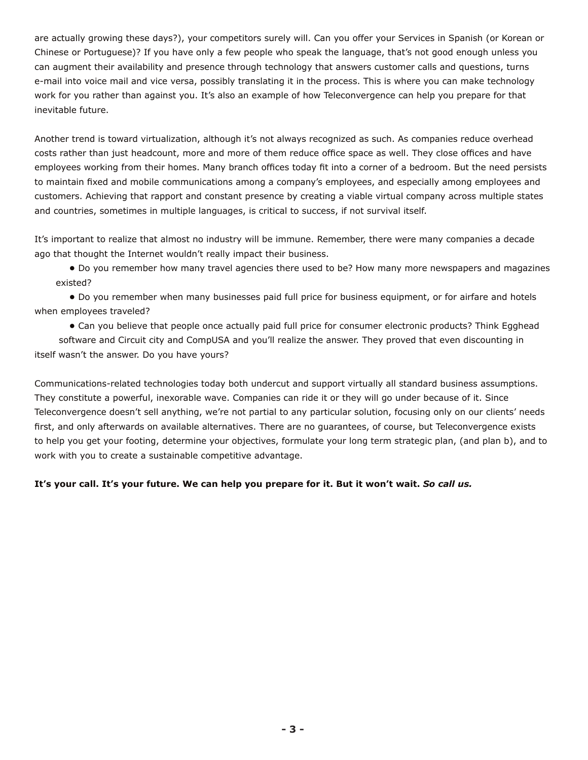are actually growing these days?), your competitors surely will. Can you offer your Services in Spanish (or Korean or Chinese or Portuguese)? If you have only a few people who speak the language, that's not good enough unless you can augment their availability and presence through technology that answers customer calls and questions, turns e-mail into voice mail and vice versa, possibly translating it in the process. This is where you can make technology work for you rather than against you. It's also an example of how Teleconvergence can help you prepare for that inevitable future.

Another trend is toward virtualization, although it's not always recognized as such. As companies reduce overhead costs rather than just headcount, more and more of them reduce office space as well. They close offices and have employees working from their homes. Many branch offices today fit into a corner of a bedroom. But the need persists to maintain fixed and mobile communications among a company's employees, and especially among employees and customers. Achieving that rapport and constant presence by creating a viable virtual company across multiple states and countries, sometimes in multiple languages, is critical to success, if not survival itself.

It's important to realize that almost no industry will be immune. Remember, there were many companies a decade ago that thought the Internet wouldn't really impact their business.

- Do you remember how many travel agencies there used to be? How many more newspapers and magazines existed?
- Do you remember when many businesses paid full price for business equipment, or for airfare and hotels when employees traveled?
- Can you believe that people once actually paid full price for consumer electronic products? Think Egghead software and Circuit city and CompUSA and you'll realize the answer. They proved that even discounting in itself wasn't the answer. Do you have yours?

Communications-related technologies today both undercut and support virtually all standard business assumptions. They constitute a powerful, inexorable wave. Companies can ride it or they will go under because of it. Since Teleconvergence doesn't sell anything, we're not partial to any particular solution, focusing only on our clients' needs first, and only afterwards on available alternatives. There are no guarantees, of course, but Teleconvergence exists to help you get your footing, determine your objectives, formulate your long term strategic plan, (and plan b), and to work with you to create a sustainable competitive advantage.

**It's your call. It's your future. We can help you prepare for it. But it won't wait. *So call us.***